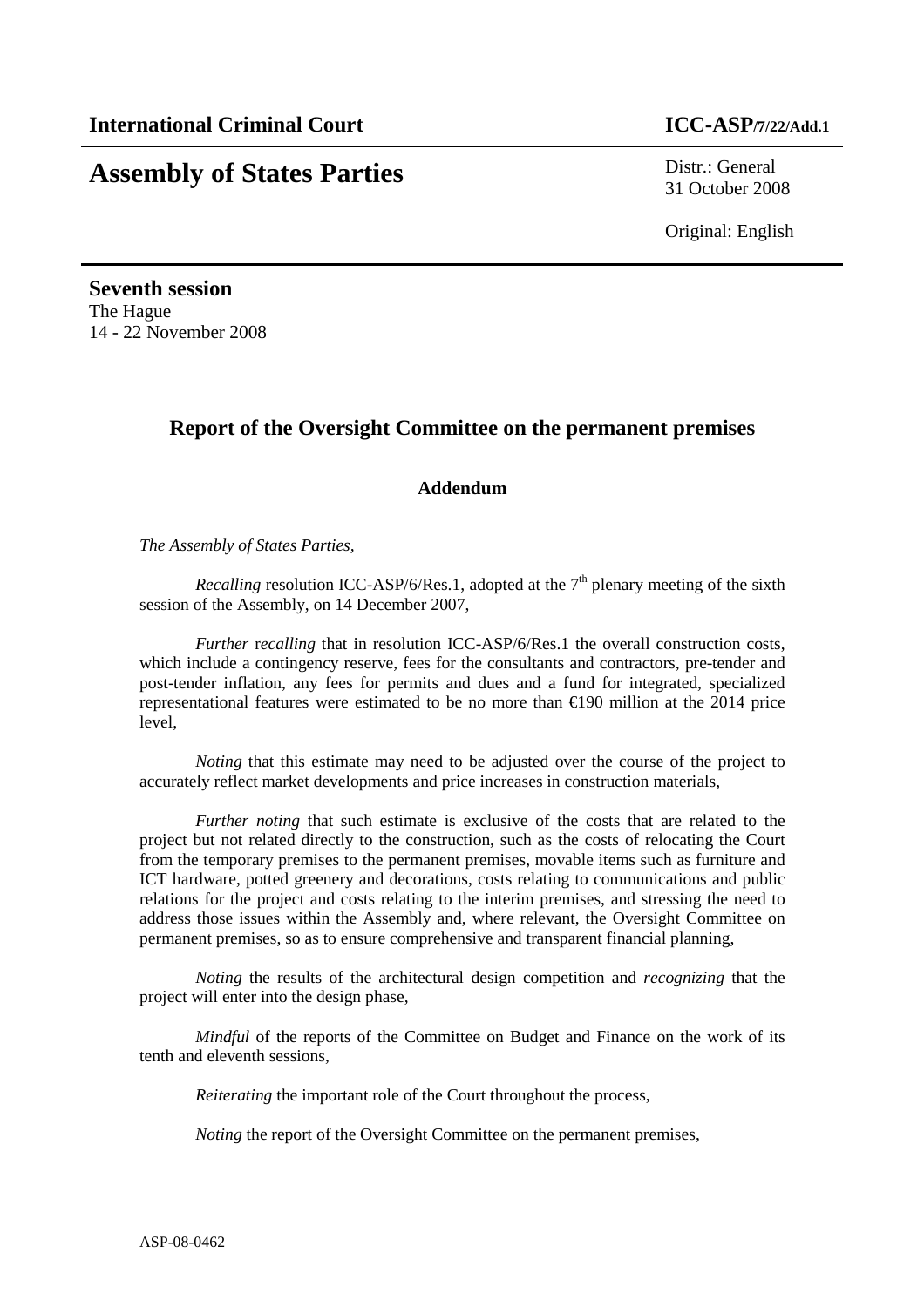**International Criminal Court** **ICC-ASP/7/22/Add.1**

# Assembly of States Parties

Distr.: General
31 October 2008

Original: English

**Seventh session**
The Hague
14 - 22 November 2008

## Report of the Oversight Committee on the permanent premises

### Addendum

*The Assembly of States Parties*,

*Recalling* resolution ICC-ASP/6/Res.1, adopted at the 7th plenary meeting of the sixth session of the Assembly, on 14 December 2007,

*Further recalling* that in resolution ICC-ASP/6/Res.1 the overall construction costs, which include a contingency reserve, fees for the consultants and contractors, pre-tender and post-tender inflation, any fees for permits and dues and a fund for integrated, specialized representational features were estimated to be no more than €190 million at the 2014 price level,

*Noting* that this estimate may need to be adjusted over the course of the project to accurately reflect market developments and price increases in construction materials,

*Further noting* that such estimate is exclusive of the costs that are related to the project but not related directly to the construction, such as the costs of relocating the Court from the temporary premises to the permanent premises, movable items such as furniture and ICT hardware, potted greenery and decorations, costs relating to communications and public relations for the project and costs relating to the interim premises, and stressing the need to address those issues within the Assembly and, where relevant, the Oversight Committee on permanent premises, so as to ensure comprehensive and transparent financial planning,

*Noting* the results of the architectural design competition and *recognizing* that the project will enter into the design phase,

*Mindful* of the reports of the Committee on Budget and Finance on the work of its tenth and eleventh sessions,

*Reiterating* the important role of the Court throughout the process,

*Noting* the report of the Oversight Committee on the permanent premises,

ASP-08-0462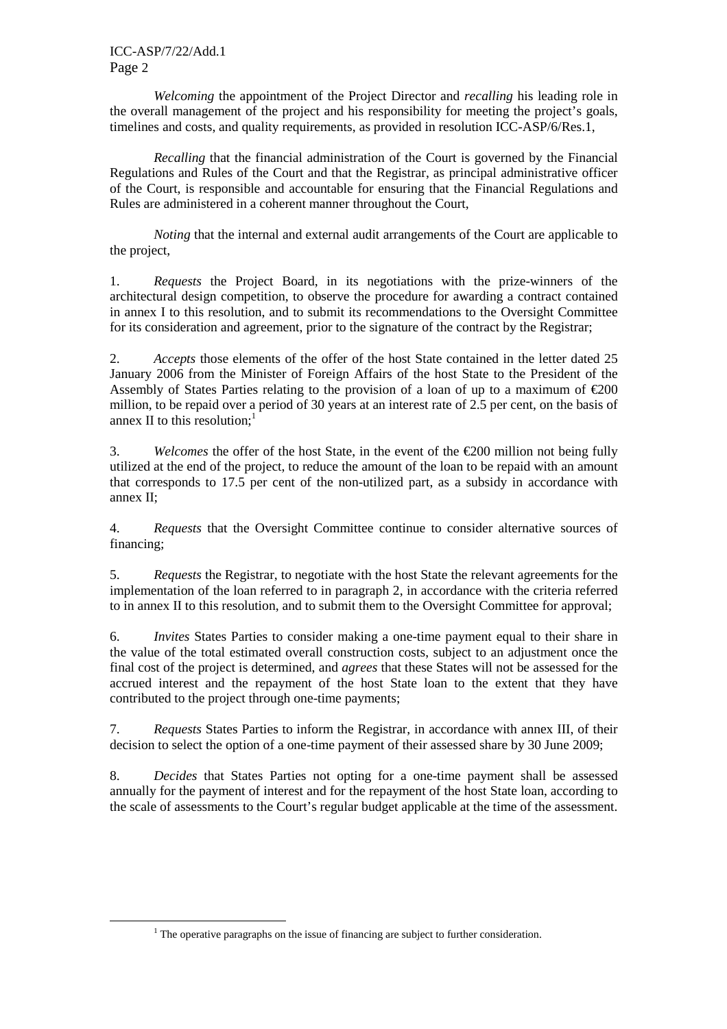*Welcoming* the appointment of the Project Director and *recalling* his leading role in the overall management of the project and his responsibility for meeting the project's goals, timelines and costs, and quality requirements, as provided in resolution ICC-ASP/6/Res.1,

*Recalling* that the financial administration of the Court is governed by the Financial Regulations and Rules of the Court and that the Registrar, as principal administrative officer of the Court, is responsible and accountable for ensuring that the Financial Regulations and Rules are administered in a coherent manner throughout the Court,

*Noting* that the internal and external audit arrangements of the Court are applicable to the project,

1. *Requests* the Project Board, in its negotiations with the prize-winners of the architectural design competition, to observe the procedure for awarding a contract contained in annex I to this resolution, and to submit its recommendations to the Oversight Committee for its consideration and agreement, prior to the signature of the contract by the Registrar;

2. *Accepts* those elements of the offer of the host State contained in the letter dated 25 January 2006 from the Minister of Foreign Affairs of the host State to the President of the Assembly of States Parties relating to the provision of a loan of up to a maximum of €200 million, to be repaid over a period of 30 years at an interest rate of 2.5 per cent, on the basis of annex II to this resolution;[1]

3. *Welcomes* the offer of the host State, in the event of the €200 million not being fully utilized at the end of the project, to reduce the amount of the loan to be repaid with an amount that corresponds to 17.5 per cent of the non-utilized part, as a subsidy in accordance with annex II;

4. *Requests* that the Oversight Committee continue to consider alternative sources of financing;

5. *Requests* the Registrar, to negotiate with the host State the relevant agreements for the implementation of the loan referred to in paragraph 2, in accordance with the criteria referred to in annex II to this resolution, and to submit them to the Oversight Committee for approval;

6. *Invites* States Parties to consider making a one-time payment equal to their share in the value of the total estimated overall construction costs, subject to an adjustment once the final cost of the project is determined, and *agrees* that these States will not be assessed for the accrued interest and the repayment of the host State loan to the extent that they have contributed to the project through one-time payments;

7. *Requests* States Parties to inform the Registrar, in accordance with annex III, of their decision to select the option of a one-time payment of their assessed share by 30 June 2009;

8. *Decides* that States Parties not opting for a one-time payment shall be assessed annually for the payment of interest and for the repayment of the host State loan, according to the scale of assessments to the Court's regular budget applicable at the time of the assessment.

[1] The operative paragraphs on the issue of financing are subject to further consideration.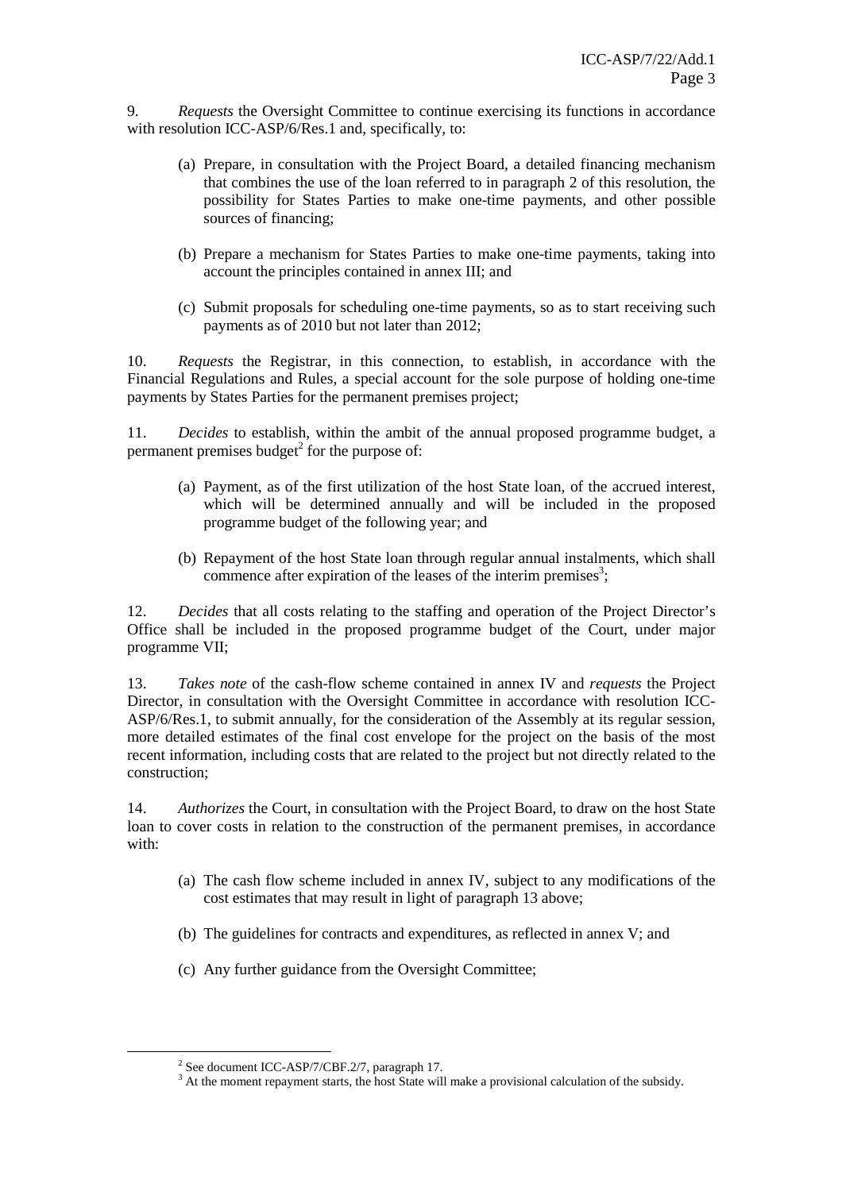9. *Requests* the Oversight Committee to continue exercising its functions in accordance with resolution ICC-ASP/6/Res.1 and, specifically, to:

(a) Prepare, in consultation with the Project Board, a detailed financing mechanism that combines the use of the loan referred to in paragraph 2 of this resolution, the possibility for States Parties to make one-time payments, and other possible sources of financing;

(b) Prepare a mechanism for States Parties to make one-time payments, taking into account the principles contained in annex III; and

(c) Submit proposals for scheduling one-time payments, so as to start receiving such payments as of 2010 but not later than 2012;

10. *Requests* the Registrar, in this connection, to establish, in accordance with the Financial Regulations and Rules, a special account for the sole purpose of holding one-time payments by States Parties for the permanent premises project;

11. *Decides* to establish, within the ambit of the annual proposed programme budget, a permanent premises budget[2] for the purpose of:

(a) Payment, as of the first utilization of the host State loan, of the accrued interest, which will be determined annually and will be included in the proposed programme budget of the following year; and

(b) Repayment of the host State loan through regular annual instalments, which shall commence after expiration of the leases of the interim premises[3];

12. *Decides* that all costs relating to the staffing and operation of the Project Director's Office shall be included in the proposed programme budget of the Court, under major programme VII;

13. *Takes note* of the cash-flow scheme contained in annex IV and *requests* the Project Director, in consultation with the Oversight Committee in accordance with resolution ICC-ASP/6/Res.1, to submit annually, for the consideration of the Assembly at its regular session, more detailed estimates of the final cost envelope for the project on the basis of the most recent information, including costs that are related to the project but not directly related to the construction;

14. *Authorizes* the Court, in consultation with the Project Board, to draw on the host State loan to cover costs in relation to the construction of the permanent premises, in accordance with:

(a) The cash flow scheme included in annex IV, subject to any modifications of the cost estimates that may result in light of paragraph 13 above;

(b) The guidelines for contracts and expenditures, as reflected in annex V; and

(c) Any further guidance from the Oversight Committee;

---

[2] See document ICC-ASP/7/CBF.2/7, paragraph 17.

[3] At the moment repayment starts, the host State will make a provisional calculation of the subsidy.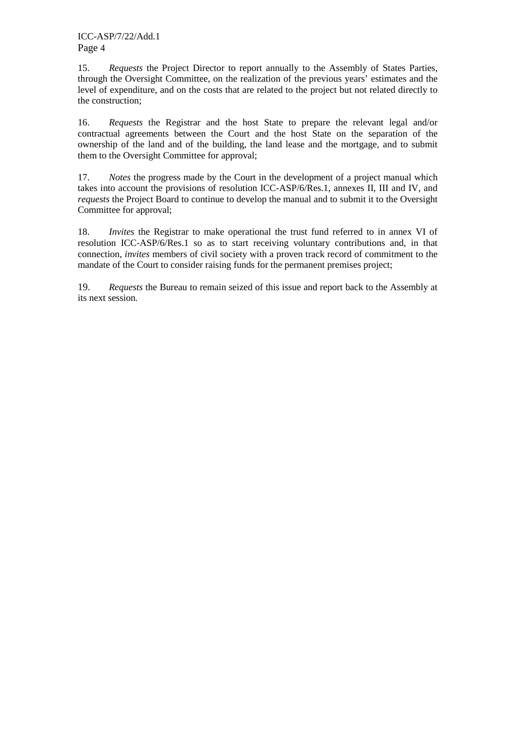15. *Requests* the Project Director to report annually to the Assembly of States Parties, through the Oversight Committee, on the realization of the previous years' estimates and the level of expenditure, and on the costs that are related to the project but not related directly to the construction;

16. *Requests* the Registrar and the host State to prepare the relevant legal and/or contractual agreements between the Court and the host State on the separation of the ownership of the land and of the building, the land lease and the mortgage, and to submit them to the Oversight Committee for approval;

17. *Notes* the progress made by the Court in the development of a project manual which takes into account the provisions of resolution ICC-ASP/6/Res.1, annexes II, III and IV, and *requests* the Project Board to continue to develop the manual and to submit it to the Oversight Committee for approval;

18. *Invites* the Registrar to make operational the trust fund referred to in annex VI of resolution ICC-ASP/6/Res.1 so as to start receiving voluntary contributions and, in that connection, *invites* members of civil society with a proven track record of commitment to the mandate of the Court to consider raising funds for the permanent premises project;

19. *Requests* the Bureau to remain seized of this issue and report back to the Assembly at its next session.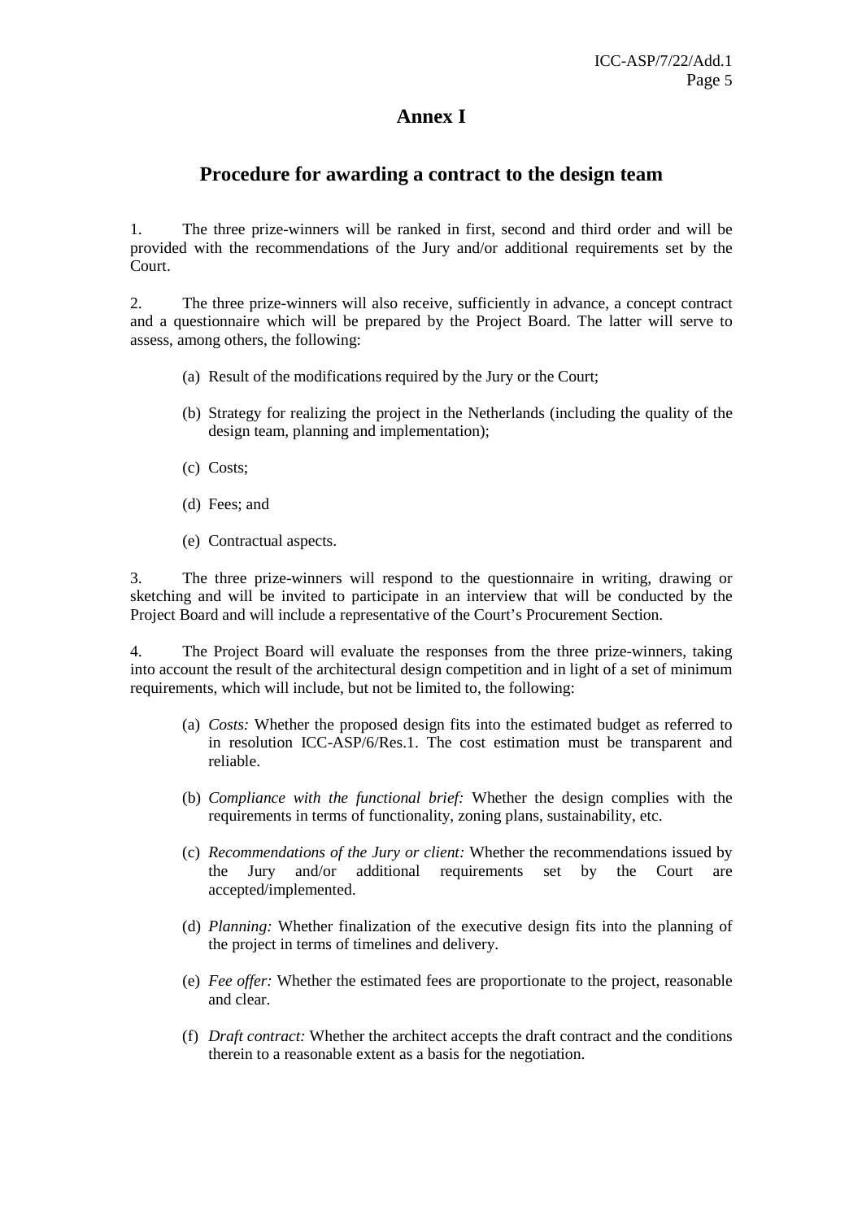# Annex I

## Procedure for awarding a contract to the design team

1. The three prize-winners will be ranked in first, second and third order and will be provided with the recommendations of the Jury and/or additional requirements set by the Court.

2. The three prize-winners will also receive, sufficiently in advance, a concept contract and a questionnaire which will be prepared by the Project Board. The latter will serve to assess, among others, the following:

   (a) Result of the modifications required by the Jury or the Court;

   (b) Strategy for realizing the project in the Netherlands (including the quality of the design team, planning and implementation);

   (c) Costs;

   (d) Fees; and

   (e) Contractual aspects.

3. The three prize-winners will respond to the questionnaire in writing, drawing or sketching and will be invited to participate in an interview that will be conducted by the Project Board and will include a representative of the Court's Procurement Section.

4. The Project Board will evaluate the responses from the three prize-winners, taking into account the result of the architectural design competition and in light of a set of minimum requirements, which will include, but not be limited to, the following:

   (a) *Costs:* Whether the proposed design fits into the estimated budget as referred to in resolution ICC-ASP/6/Res.1. The cost estimation must be transparent and reliable.

   (b) *Compliance with the functional brief:* Whether the design complies with the requirements in terms of functionality, zoning plans, sustainability, etc.

   (c) *Recommendations of the Jury or client:* Whether the recommendations issued by the Jury and/or additional requirements set by the Court are accepted/implemented.

   (d) *Planning:* Whether finalization of the executive design fits into the planning of the project in terms of timelines and delivery.

   (e) *Fee offer:* Whether the estimated fees are proportionate to the project, reasonable and clear.

   (f) *Draft contract:* Whether the architect accepts the draft contract and the conditions therein to a reasonable extent as a basis for the negotiation.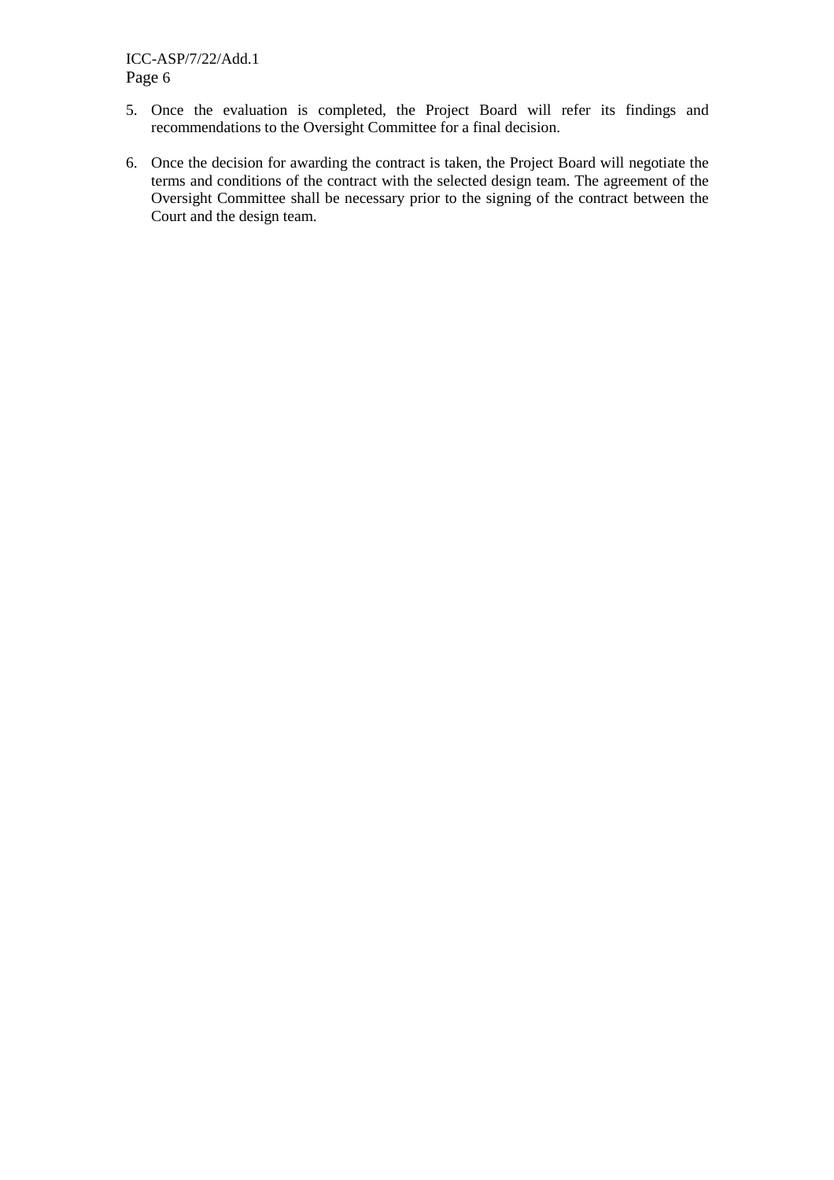5. Once the evaluation is completed, the Project Board will refer its findings and recommendations to the Oversight Committee for a final decision.

6. Once the decision for awarding the contract is taken, the Project Board will negotiate the terms and conditions of the contract with the selected design team. The agreement of the Oversight Committee shall be necessary prior to the signing of the contract between the Court and the design team.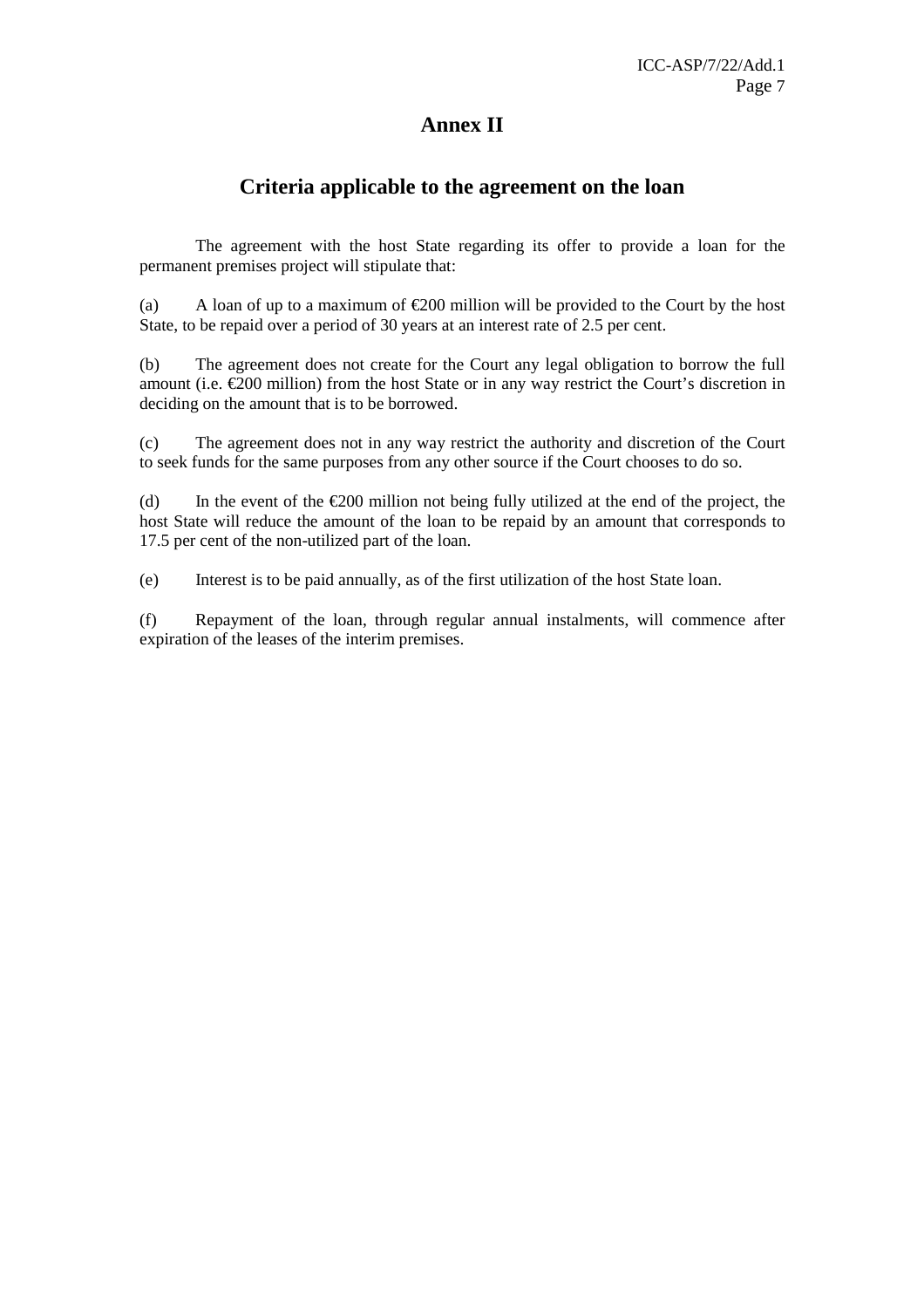# Annex II

## Criteria applicable to the agreement on the loan

The agreement with the host State regarding its offer to provide a loan for the permanent premises project will stipulate that:

(a) A loan of up to a maximum of €200 million will be provided to the Court by the host State, to be repaid over a period of 30 years at an interest rate of 2.5 per cent.

(b) The agreement does not create for the Court any legal obligation to borrow the full amount (i.e. €200 million) from the host State or in any way restrict the Court's discretion in deciding on the amount that is to be borrowed.

(c) The agreement does not in any way restrict the authority and discretion of the Court to seek funds for the same purposes from any other source if the Court chooses to do so.

(d) In the event of the €200 million not being fully utilized at the end of the project, the host State will reduce the amount of the loan to be repaid by an amount that corresponds to 17.5 per cent of the non-utilized part of the loan.

(e) Interest is to be paid annually, as of the first utilization of the host State loan.

(f) Repayment of the loan, through regular annual instalments, will commence after expiration of the leases of the interim premises.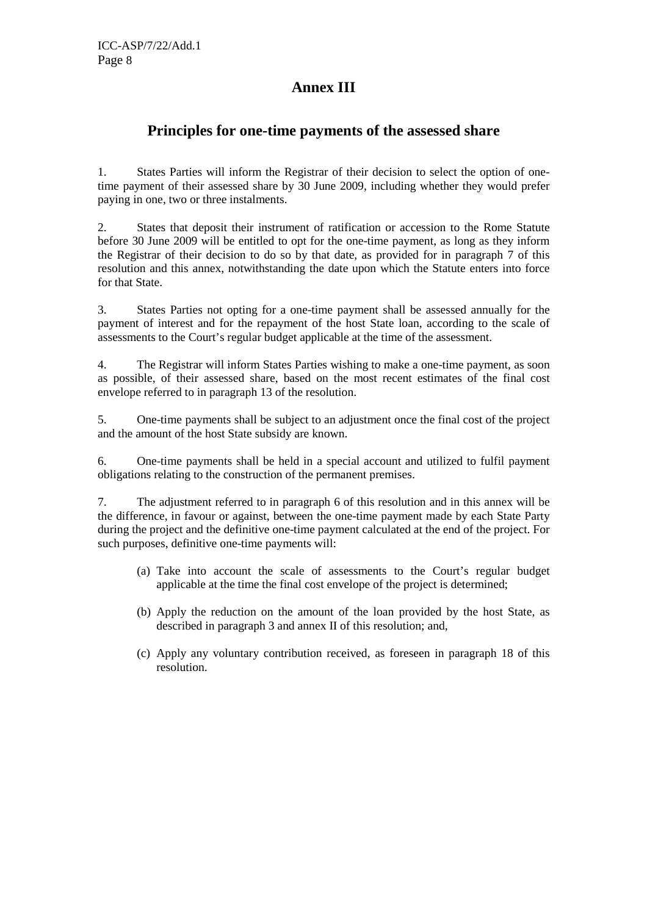# Annex III

## Principles for one-time payments of the assessed share

1. States Parties will inform the Registrar of their decision to select the option of one-time payment of their assessed share by 30 June 2009, including whether they would prefer paying in one, two or three instalments.

2. States that deposit their instrument of ratification or accession to the Rome Statute before 30 June 2009 will be entitled to opt for the one-time payment, as long as they inform the Registrar of their decision to do so by that date, as provided for in paragraph 7 of this resolution and this annex, notwithstanding the date upon which the Statute enters into force for that State.

3. States Parties not opting for a one-time payment shall be assessed annually for the payment of interest and for the repayment of the host State loan, according to the scale of assessments to the Court's regular budget applicable at the time of the assessment.

4. The Registrar will inform States Parties wishing to make a one-time payment, as soon as possible, of their assessed share, based on the most recent estimates of the final cost envelope referred to in paragraph 13 of the resolution.

5. One-time payments shall be subject to an adjustment once the final cost of the project and the amount of the host State subsidy are known.

6. One-time payments shall be held in a special account and utilized to fulfil payment obligations relating to the construction of the permanent premises.

7. The adjustment referred to in paragraph 6 of this resolution and in this annex will be the difference, in favour or against, between the one-time payment made by each State Party during the project and the definitive one-time payment calculated at the end of the project. For such purposes, definitive one-time payments will:

   (a) Take into account the scale of assessments to the Court's regular budget applicable at the time the final cost envelope of the project is determined;

   (b) Apply the reduction on the amount of the loan provided by the host State, as described in paragraph 3 and annex II of this resolution; and,

   (c) Apply any voluntary contribution received, as foreseen in paragraph 18 of this resolution.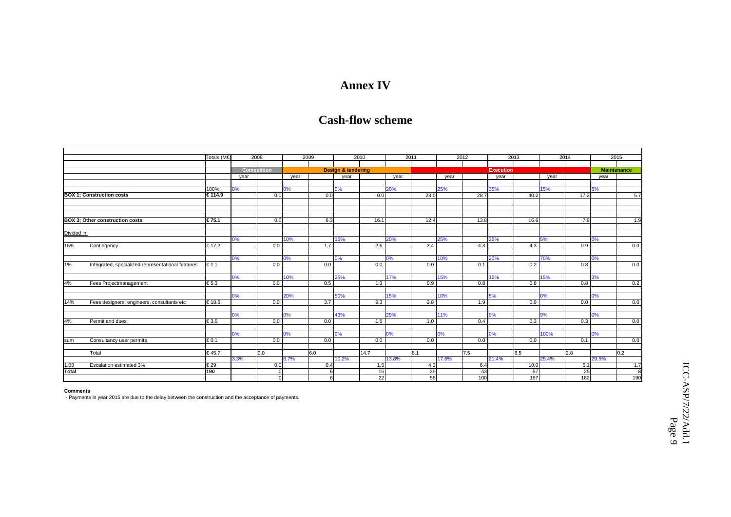# Annex IV

## Cash-flow scheme

| | | Totals (M€) | 2008 | | 2009 | | 2010 | | 2011 | | 2012 | | 2013 | | 2014 | | 2015 | |
|---|---|---|---|---|---|---|---|---|---|---|---|---|---|---|---|---|---|---|
| | | | Competition | | | | Design & tendering | | | | | | Execution | | | | Maintenance | |
| | | | year | | year | | year | | year | | year | | year | | year | | year | |
| | | 100% | 0% | | 0% | | 0% | | 20% | | 25% | | 35% | | 15% | | 5% | |
| BOX 1; Construction costs | | € 114.9 | | 0.0 | | 0.0 | | 0.0 | | 23.0 | | 28.7 | | 40.2 | | 17.2 | | 5.7 |
| BOX 3; Other construction costs | | € 75.1 | | 0.0 | | 6.3 | | 16.1 | | 12.4 | | 13.8 | | 16.6 | | 7.9 | | 1.9 |
| Divided in: | | | | | | | | | | | | | | | | | | |
| | | | 0% | | 10% | | 15% | | 20% | | 25% | | 25% | | 5% | | 0% | |
| 15% | Contingency | € 17.2 | | 0.0 | | 1.7 | | 2.6 | | 3.4 | | 4.3 | | 4.3 | | 0.9 | | 0.0 |
| | | | 0% | | 0% | | 0% | | 0% | | 10% | | 20% | | 70% | | 0% | |
| 1% | Integrated, specialized representational features | € 1.1 | | 0.0 | | 0.0 | | 0.0 | | 0.0 | | 0.1 | | 0.2 | | 0.8 | | 0.0 |
| | | | 0% | | 10% | | 25% | | 17% | | 15% | | 15% | | 15% | | 3% | |
| 4% | Fees Projectmanagement | € 5.3 | | 0.0 | | 0.5 | | 1.3 | | 0.9 | | 0.8 | | 0.8 | | 0.8 | | 0.2 |
| | | | 0% | | 20% | | 50% | | 15% | | 10% | | 5% | | 0% | | 0% | |
| 14% | Fees designers, engineers, consultants etc | € 18.5 | | 0.0 | | 3.7 | | 9.3 | | 2.8 | | 1.9 | | 0.9 | | 0.0 | | 0.0 |
| | | | 0% | | 0% | | 43% | | 29% | | 11% | | 9% | | 9% | | 0% | |
| 4% | Permit and dues | € 3.5 | | 0.0 | | 0.0 | | 1.5 | | 1.0 | | 0.4 | | 0.3 | | 0.3 | | 0.0 |
| | | | 0% | | 0% | | 0% | | 0% | | 0% | | 0% | | 100% | | 0% | |
| sum | Consultancy user permits | € 0.1 | | 0.0 | | 0.0 | | 0.0 | | 0.0 | | 0.0 | | 0.0 | | 0.1 | | 0.0 |
| | Total | € 45.7 | | 0.0 | | 6.0 | | 14.7 | | 8.1 | | 7.5 | | 6.5 | | 2.8 | | 0.2 |
| | | | 3.3% | | 6.7% | | 10.2% | | 13.8% | | 17.6% | | 21.4% | | 25.4% | | 29.5% | |
| 1.03 | Escalation estimated 3% | € 29 | | 0.0 | | 0.4 | | 1.5 | | 4.3 | | 6.4 | | 10.0 | | 5.1 | | 1.7 |
| Total | | 190 | | 0 | | 6 | | 16 | | 35 | | 43 | | 57 | | 25 | | 8 |
| | | | | 0 | | 6 | | 22 | | 58 | | 100 | | 157 | | 182 | | 190 |

**Comments**

- Payments in year 2015 are due to the delay between the construction and the acceptance of payments.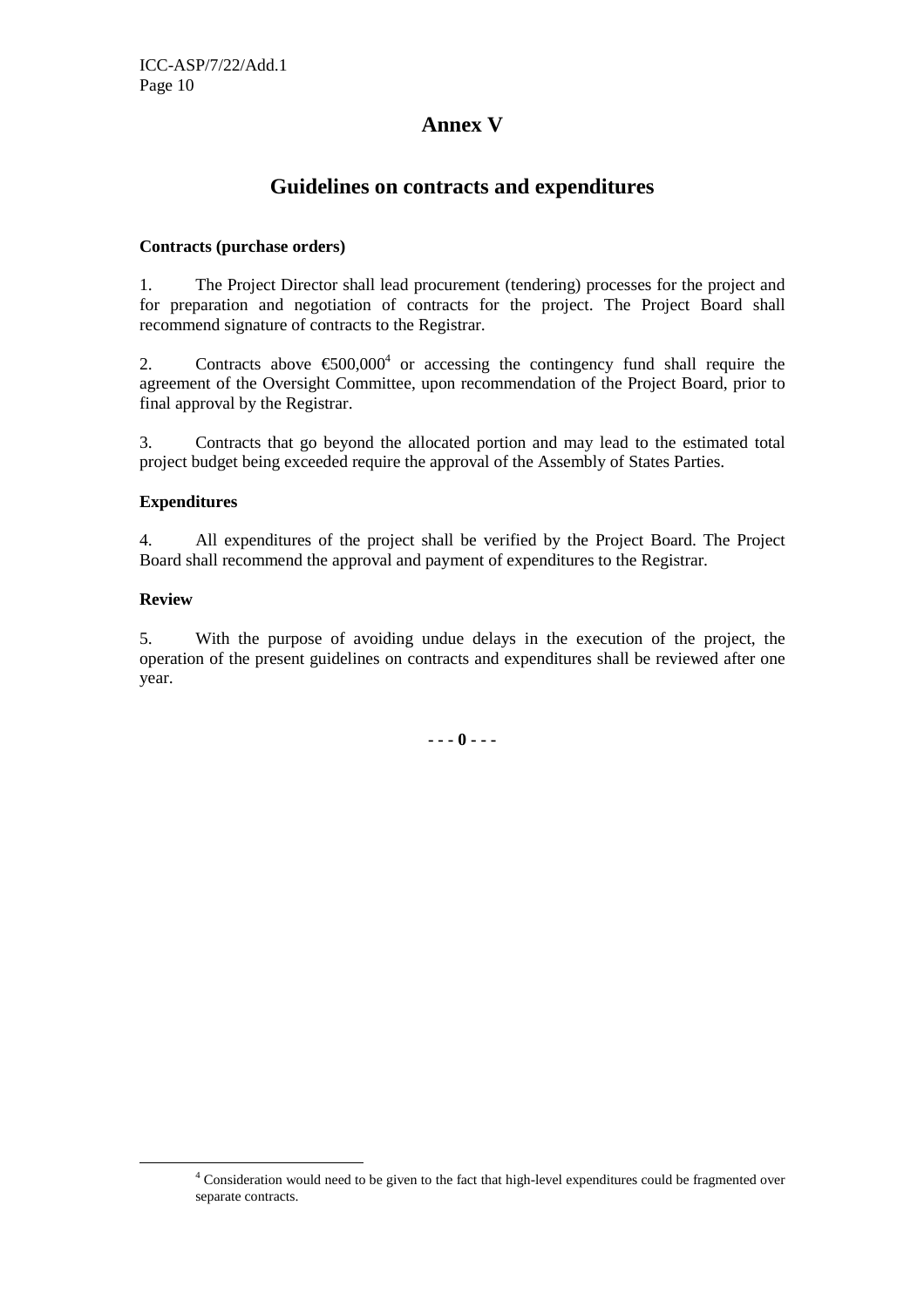# Annex V

## Guidelines on contracts and expenditures

**Contracts (purchase orders)**

1. The Project Director shall lead procurement (tendering) processes for the project and for preparation and negotiation of contracts for the project. The Project Board shall recommend signature of contracts to the Registrar.

2. Contracts above €500,000[4] or accessing the contingency fund shall require the agreement of the Oversight Committee, upon recommendation of the Project Board, prior to final approval by the Registrar.

3. Contracts that go beyond the allocated portion and may lead to the estimated total project budget being exceeded require the approval of the Assembly of States Parties.

**Expenditures**

4. All expenditures of the project shall be verified by the Project Board. The Project Board shall recommend the approval and payment of expenditures to the Registrar.

**Review**

5. With the purpose of avoiding undue delays in the execution of the project, the operation of the present guidelines on contracts and expenditures shall be reviewed after one year.

**- - - 0 - - -**

[4] Consideration would need to be given to the fact that high-level expenditures could be fragmented over separate contracts.